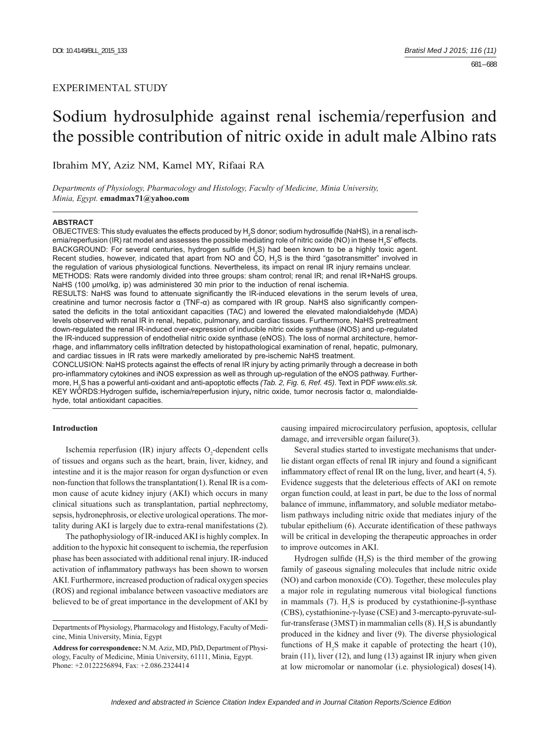EXPERIMENTAL STUDY

# Sodium hydrosulphide against renal ischemia/reperfusion and the possible contribution of nitric oxide in adult male Albino rats

Ibrahim MY, Aziz NM, Kamel MY, Rifaai RA

*Departments of Physiology, Pharmacology and Histology, Faculty of Medicine, Minia University, Minia, Egypt.* **emadmax71@yahoo.com**

**ABSTRACT**

OBJECTIVES: This study evaluates the effects produced by $H_2S$ donor; sodium hydrosulfide (NaHS), in a renal ischemia/reperfusion (IR) rat model and assesses the possible mediating role of nitric oxide (NO) in these $H_2S$' effects.
BACKGROUND: For several centuries, hydrogen sulfide ($H_2S$) had been known to be a highly toxic agent. Recent studies, however, indicated that apart from NO and CO, $H_2S$ is the third "gasotransmitter" involved in the regulation of various physiological functions. Nevertheless, its impact on renal IR injury remains unclear.
METHODS: Rats were randomly divided into three groups: sham control; renal IR; and renal IR+NaHS groups. NaHS (100 μmol/kg, ip) was administered 30 min prior to the induction of renal ischemia.
RESULTS: NaHS was found to attenuate significantly the IR-induced elevations in the serum levels of urea, creatinine and tumor necrosis factor α (TNF-α) as compared with IR group. NaHS also significantly compensated the deficits in the total antioxidant capacities (TAC) and lowered the elevated malondialdehyde (MDA) levels observed with renal IR in renal, hepatic, pulmonary, and cardiac tissues. Furthermore, NaHS pretreatment down-regulated the renal IR-induced over-expression of inducible nitric oxide synthase (iNOS) and up-regulated the IR-induced suppression of endothelial nitric oxide synthase (eNOS). The loss of normal architecture, hemorrhage, and inflammatory cells infiltration detected by histopathological examination of renal, hepatic, pulmonary, and cardiac tissues in IR rats were markedly ameliorated by pre-ischemic NaHS treatment.
CONCLUSION: NaHS protects against the effects of renal IR injury by acting primarily through a decrease in both pro-inflammatory cytokines and iNOS expression as well as through up-regulation of the eNOS pathway. Furthermore, $H_2S$ has a powerful anti-oxidant and anti-apoptotic effects *(Tab. 2, Fig. 6, Ref. 45)*. Text in PDF *www.elis.sk.*
KEY WORDS: Hydrogen sulfide**,** ischemia/reperfusion injury**,** nitric oxide, tumor necrosis factor α, malondialdehyde, total antioxidant capacities.

## Introduction

Ischemia reperfusion (IR) injury affects $O_2$-dependent cells of tissues and organs such as the heart, brain, liver, kidney, and intestine and it is the major reason for organ dysfunction or even non-function that follows the transplantation(1). Renal IR is a common cause of acute kidney injury (AKI) which occurs in many clinical situations such as transplantation, partial nephrectomy, sepsis, hydronephrosis, or elective urological operations. The mortality during AKI is largely due to extra-renal manifestations (2).

The pathophysiology of IR-induced AKI is highly complex. In addition to the hypoxic hit consequent to ischemia, the reperfusion phase has been associated with additional renal injury. IR-induced activation of inflammatory pathways has been shown to worsen AKI. Furthermore, increased production of radical oxygen species (ROS) and regional imbalance between vasoactive mediators are believed to be of great importance in the development of AKI by causing impaired microcirculatory perfusion, apoptosis, cellular damage, and irreversible organ failure(3).

Several studies started to investigate mechanisms that underlie distant organ effects of renal IR injury and found a significant inflammatory effect of renal IR on the lung, liver, and heart (4, 5). Evidence suggests that the deleterious effects of AKI on remote organ function could, at least in part, be due to the loss of normal balance of immune, inflammatory, and soluble mediator metabolism pathways including nitric oxide that mediates injury of the tubular epithelium (6). Accurate identification of these pathways will be critical in developing the therapeutic approaches in order to improve outcomes in AKI.

Hydrogen sulfide ($H_2S$) is the third member of the growing family of gaseous signaling molecules that include nitric oxide (NO) and carbon monoxide (CO). Together, these molecules play a major role in regulating numerous vital biological functions in mammals (7). $H_2S$ is produced by cystathionine-β-synthase (CBS), cystathionine-γ-lyase (CSE) and 3-mercapto-pyruvate-sulfur-transferase (3MST) in mammalian cells (8). $H_2S$ is abundantly produced in the kidney and liver (9). The diverse physiological functions of $H_2S$ make it capable of protecting the heart (10), brain (11), liver (12), and lung (13) against IR injury when given at low micromolar or nanomolar (i.e. physiological) doses(14).

Departments of Physiology, Pharmacology and Histology, Faculty of Medicine, Minia University, Minia, Egypt

**Address for correspondence:** N.M. Aziz, MD, PhD, Department of Physiology, Faculty of Medicine, Minia University, 61111, Minia, Egypt. Phone: +2.0122256894, Fax: +2.086.2324414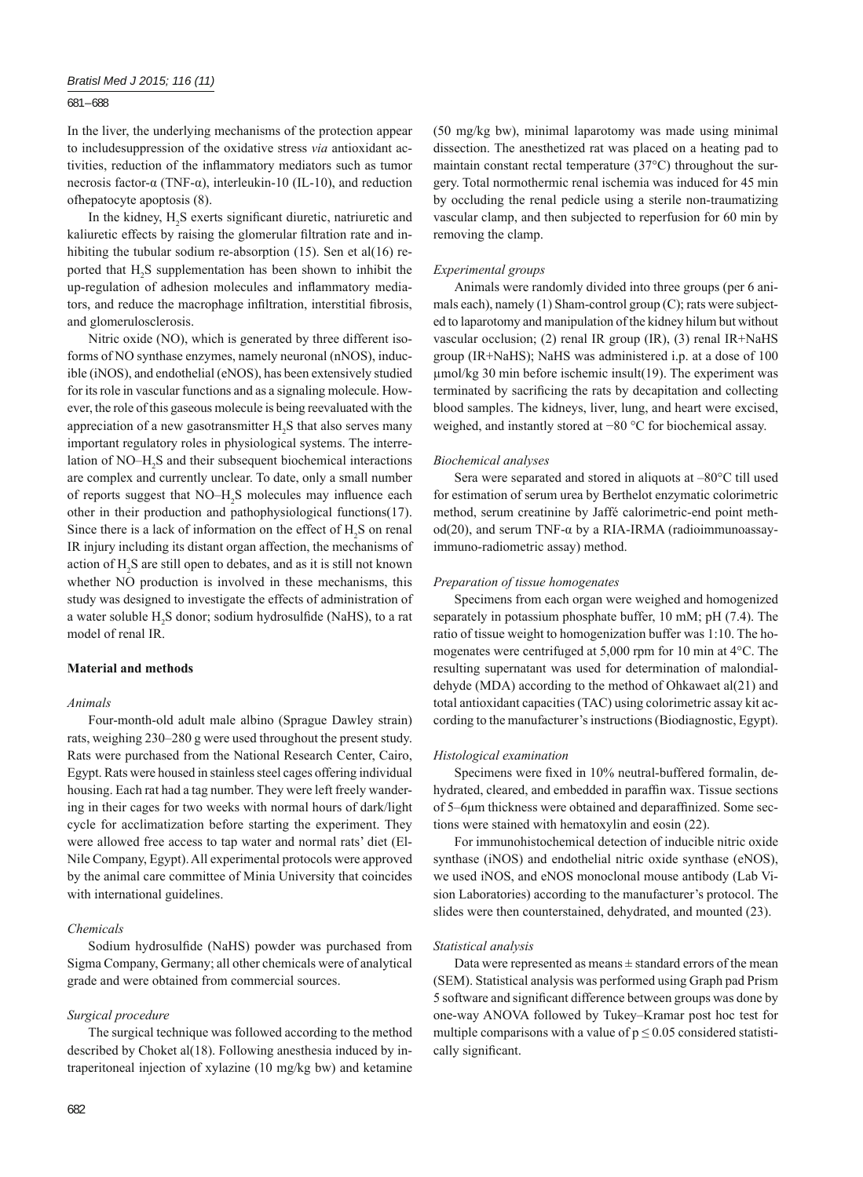In the liver, the underlying mechanisms of the protection appear to includesuppression of the oxidative stress *via* antioxidant activities, reduction of the inflammatory mediators such as tumor necrosis factor-α (TNF-α), interleukin-10 (IL-10), and reduction ofhepatocyte apoptosis (8).

In the kidney, $H_2S$ exerts significant diuretic, natriuretic and kaliuretic effects by raising the glomerular filtration rate and inhibiting the tubular sodium re-absorption (15). Sen et al(16) reported that $H_2S$ supplementation has been shown to inhibit the up-regulation of adhesion molecules and inflammatory mediators, and reduce the macrophage infiltration, interstitial fibrosis, and glomerulosclerosis.

Nitric oxide (NO), which is generated by three different isoforms of NO synthase enzymes, namely neuronal (nNOS), inducible (iNOS), and endothelial (eNOS), has been extensively studied for its role in vascular functions and as a signaling molecule. However, the role of this gaseous molecule is being reevaluated with the appreciation of a new gasotransmitter $H_2S$ that also serves many important regulatory roles in physiological systems. The interrelation of NO–$H_2S$ and their subsequent biochemical interactions are complex and currently unclear. To date, only a small number of reports suggest that NO–$H_2S$ molecules may influence each other in their production and pathophysiological functions(17). Since there is a lack of information on the effect of $H_2S$ on renal IR injury including its distant organ affection, the mechanisms of action of $H_2S$ are still open to debates, and as it is still not known whether NO production is involved in these mechanisms, this study was designed to investigate the effects of administration of a water soluble $H_2S$ donor; sodium hydrosulfide (NaHS), to a rat model of renal IR.

## Material and methods

### *Animals*

Four-month-old adult male albino (Sprague Dawley strain) rats, weighing 230–280 g were used throughout the present study. Rats were purchased from the National Research Center, Cairo, Egypt. Rats were housed in stainless steel cages offering individual housing. Each rat had a tag number. They were left freely wandering in their cages for two weeks with normal hours of dark/light cycle for acclimatization before starting the experiment. They were allowed free access to tap water and normal rats' diet (El-Nile Company, Egypt). All experimental protocols were approved by the animal care committee of Minia University that coincides with international guidelines.

### *Chemicals*

Sodium hydrosulfide (NaHS) powder was purchased from Sigma Company, Germany; all other chemicals were of analytical grade and were obtained from commercial sources.

### *Surgical procedure*

The surgical technique was followed according to the method described by Choket al(18). Following anesthesia induced by intraperitoneal injection of xylazine (10 mg/kg bw) and ketamine (50 mg/kg bw), minimal laparotomy was made using minimal dissection. The anesthetized rat was placed on a heating pad to maintain constant rectal temperature (37°C) throughout the surgery. Total normothermic renal ischemia was induced for 45 min by occluding the renal pedicle using a sterile non-traumatizing vascular clamp, and then subjected to reperfusion for 60 min by removing the clamp.

### *Experimental groups*

Animals were randomly divided into three groups (per 6 animals each), namely (1) Sham-control group (C); rats were subjected to laparotomy and manipulation of the kidney hilum but without vascular occlusion; (2) renal IR group (IR), (3) renal IR+NaHS group (IR+NaHS); NaHS was administered i.p. at a dose of 100 μmol/kg 30 min before ischemic insult(19). The experiment was terminated by sacrificing the rats by decapitation and collecting blood samples. The kidneys, liver, lung, and heart were excised, weighed, and instantly stored at −80 °C for biochemical assay.

### *Biochemical analyses*

Sera were separated and stored in aliquots at –80°C till used for estimation of serum urea by Berthelot enzymatic colorimetric method, serum creatinine by Jaffé calorimetric-end point method(20), and serum TNF-α by a RIA-IRMA (radioimmunoassay-immuno-radiometric assay) method.

### *Preparation of tissue homogenates*

Specimens from each organ were weighed and homogenized separately in potassium phosphate buffer, 10 mM; pH (7.4). The ratio of tissue weight to homogenization buffer was 1:10. The homogenates were centrifuged at 5,000 rpm for 10 min at 4°C. The resulting supernatant was used for determination of malondialdehyde (MDA) according to the method of Ohkawaet al(21) and total antioxidant capacities (TAC) using colorimetric assay kit according to the manufacturer's instructions (Biodiagnostic, Egypt).

### *Histological examination*

Specimens were fixed in 10% neutral-buffered formalin, dehydrated, cleared, and embedded in paraffin wax. Tissue sections of 5–6μm thickness were obtained and deparaffinized. Some sections were stained with hematoxylin and eosin (22).

For immunohistochemical detection of inducible nitric oxide synthase (iNOS) and endothelial nitric oxide synthase (eNOS), we used iNOS, and eNOS monoclonal mouse antibody (Lab Vision Laboratories) according to the manufacturer's protocol. The slides were then counterstained, dehydrated, and mounted (23).

### *Statistical analysis*

Data were represented as means ± standard errors of the mean (SEM). Statistical analysis was performed using Graph pad Prism 5 software and significant difference between groups was done by one-way ANOVA followed by Tukey–Kramar post hoc test for multiple comparisons with a value of $p \leq 0.05$ considered statistically significant.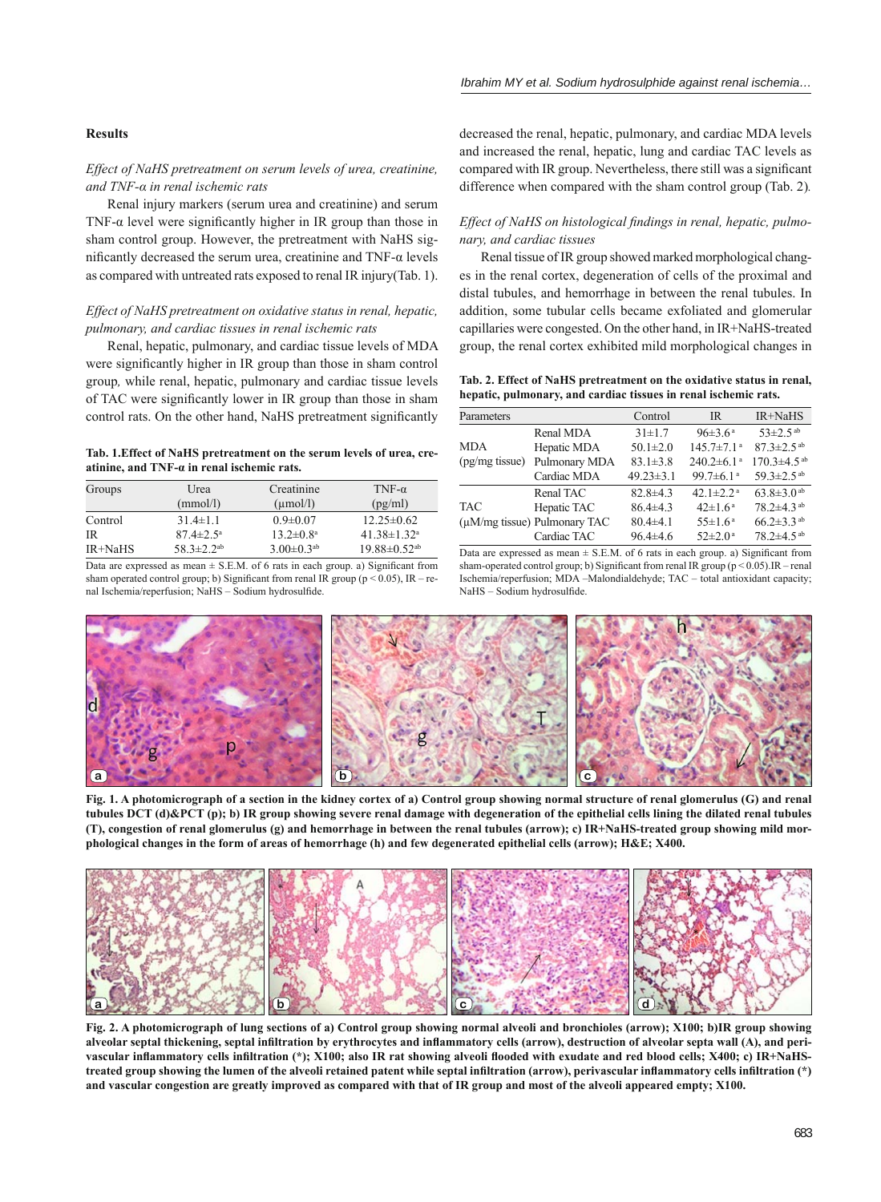## Results

*Effect of NaHS pretreatment on serum levels of urea, creatinine, and TNF-α in renal ischemic rats*

Renal injury markers (serum urea and creatinine) and serum TNF-α level were significantly higher in IR group than those in sham control group. However, the pretreatment with NaHS significantly decreased the serum urea, creatinine and TNF-α levels as compared with untreated rats exposed to renal IR injury(Tab. 1).

*Effect of NaHS pretreatment on oxidative status in renal, hepatic, pulmonary, and cardiac tissues in renal ischemic rats*

Renal, hepatic, pulmonary, and cardiac tissue levels of MDA were significantly higher in IR group than those in sham control group, while renal, hepatic, pulmonary and cardiac tissue levels of TAC were significantly lower in IR group than those in sham control rats. On the other hand, NaHS pretreatment significantly decreased the renal, hepatic, pulmonary, and cardiac MDA levels and increased the renal, hepatic, lung and cardiac TAC levels as compared with IR group. Nevertheless, there still was a significant difference when compared with the sham control group (Tab. 2).

**Tab. 1. Effect of NaHS pretreatment on the serum levels of urea, creatinine, and TNF-α in renal ischemic rats.**

| Groups | Urea (mmol/l) | Creatinine (μmol/l) | TNF-α (pg/ml) |
|---|---|---|---|
| Control | 31.4±1.1 | 0.9±0.07 | 12.25±0.62 |
| IR | 87.4±2.5[a] | 13.2±0.8[a] | 41.38±1.32[a] |
| IR+NaHS | 58.3±2.2[ab] | 3.00±0.3[ab] | 19.88±0.52[ab] |

Data are expressed as mean ± S.E.M. of 6 rats in each group. a) Significant from sham operated control group; b) Significant from renal IR group ($p < 0.05$), IR – renal Ischemia/reperfusion; NaHS – Sodium hydrosulfide.

**Tab. 2. Effect of NaHS pretreatment on the oxidative status in renal, hepatic, pulmonary, and cardiac tissues in renal ischemic rats.**

| Parameters | | Control | IR | IR+NaHS |
|---|---|---|---|---|
| MDA (pg/mg tissue) | Renal MDA | 31±1.7 | 96±3.6[a] | 53±2.5[ab] |
| | Hepatic MDA | 50.1±2.0 | 145.7±7.1[a] | 87.3±2.5[ab] |
| | Pulmonary MDA | 83.1±3.8 | 240.2±6.1[a] | 170.3±4.5[ab] |
| | Cardiac MDA | 49.23±3.1 | 99.7±6.1[a] | 59.3±2.5[ab] |
| TAC (μM/mg tissue) | Renal TAC | 82.8±4.3 | 42.1±2.2[a] | 63.8±3.0[ab] |
| | Hepatic TAC | 86.4±4.3 | 42±1.6[a] | 78.2±4.3[ab] |
| | Pulmonary TAC | 80.4±4.1 | 55±1.6[a] | 66.2±3.3[ab] |
| | Cardiac TAC | 96.4±4.6 | 52±2.0[a] | 78.2±4.5[ab] |

Data are expressed as mean ± S.E.M. of 6 rats in each group. a) Significant from sham-operated control group; b) Significant from renal IR group ($p < 0.05$).IR – renal Ischemia/reperfusion; MDA –Malondialdehyde; TAC – total antioxidant capacity; NaHS – Sodium hydrosulfide.

*Effect of NaHS on histological findings in renal, hepatic, pulmonary, and cardiac tissues*

Renal tissue of IR group showed marked morphological changes in the renal cortex, degeneration of cells of the proximal and distal tubules, and hemorrhage in between the renal tubules. In addition, some tubular cells became exfoliated and glomerular capillaries were congested. On the other hand, in IR+NaHS-treated group, the renal cortex exhibited mild morphological changes in

**Fig. 1. A photomicrograph of a section in the kidney cortex of a) Control group showing normal structure of renal glomerulus (G) and renal tubules DCT (d)&PCT (p); b) IR group showing severe renal damage with degeneration of the epithelial cells lining the dilated renal tubules (T), congestion of renal glomerulus (g) and hemorrhage in between the renal tubules (arrow); c) IR+NaHS-treated group showing mild morphological changes in the form of areas of hemorrhage (h) and few degenerated epithelial cells (arrow); H&E; X400.**

**Fig. 2. A photomicrograph of lung sections of a) Control group showing normal alveoli and bronchioles (arrow); X100; b)IR group showing alveolar septal thickening, septal infiltration by erythrocytes and inflammatory cells (arrow), destruction of alveolar septa wall (A), and perivascular inflammatory cells infiltration (*); X100; also IR rat showing alveoli flooded with exudate and red blood cells; X400; c) IR+NaHS-treated group showing the lumen of the alveoli retained patent while septal infiltration (arrow), perivascular inflammatory cells infiltration (*) and vascular congestion are greatly improved as compared with that of IR group and most of the alveoli appeared empty; X100.**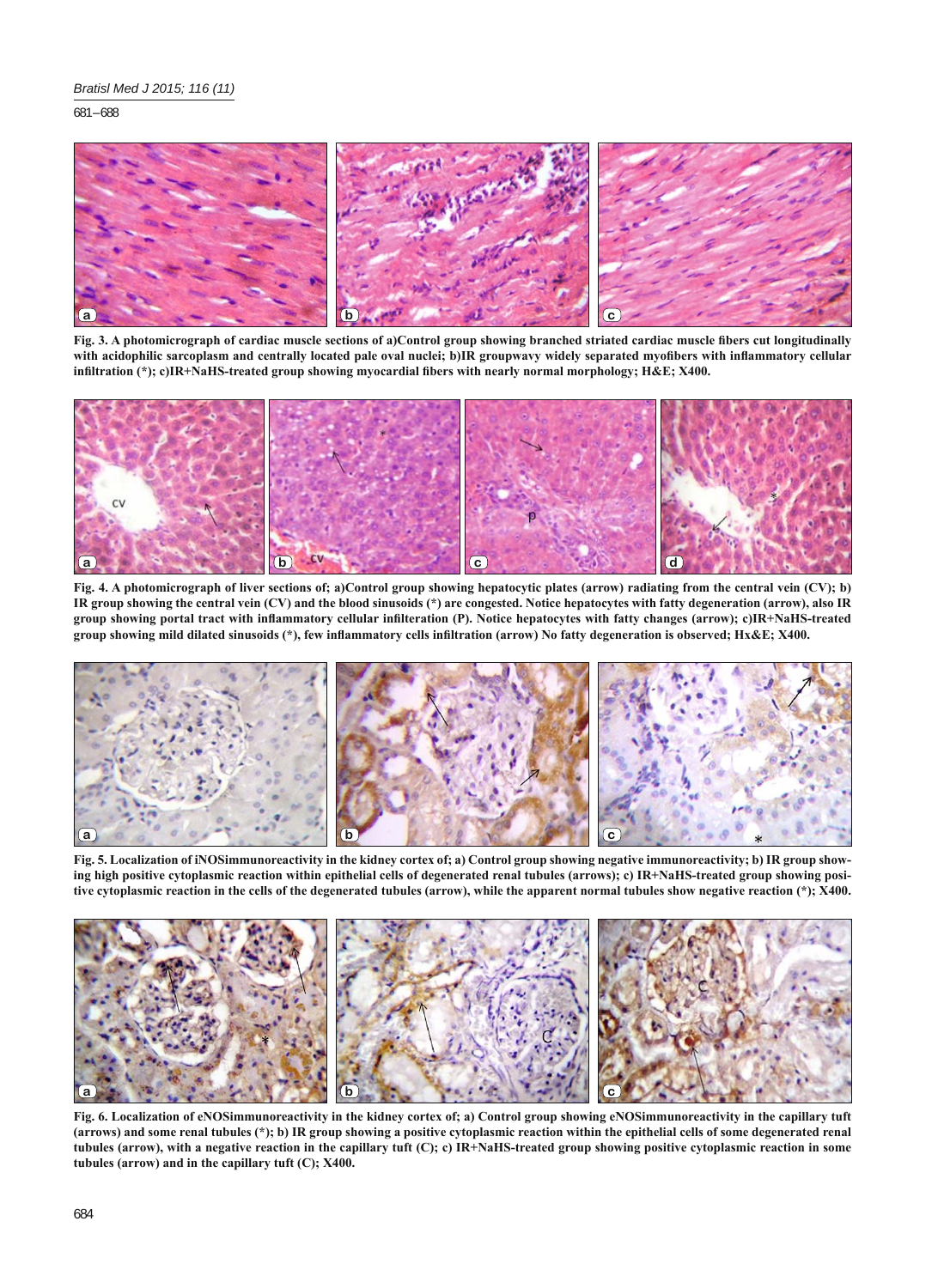**Fig. 3. A photomicrograph of cardiac muscle sections of a)Control group showing branched striated cardiac muscle fibers cut longitudinally with acidophilic sarcoplasm and centrally located pale oval nuclei; b)IR groupwavy widely separated myofibers with inflammatory cellular infiltration (*); c)IR+NaHS-treated group showing myocardial fibers with nearly normal morphology; H&E; X400.**

**Fig. 4. A photomicrograph of liver sections of; a)Control group showing hepatocytic plates (arrow) radiating from the central vein (CV); b) IR group showing the central vein (CV) and the blood sinusoids (*) are congested. Notice hepatocytes with fatty degeneration (arrow), also IR group showing portal tract with inflammatory cellular infilteration (P). Notice hepatocytes with fatty changes (arrow); c)IR+NaHS-treated group showing mild dilated sinusoids (*), few inflammatory cells infiltration (arrow) No fatty degeneration is observed; Hx&E; X400.**

**Fig. 5. Localization of iNOSimmunoreactivity in the kidney cortex of; a) Control group showing negative immunoreactivity; b) IR group showing high positive cytoplasmic reaction within epithelial cells of degenerated renal tubules (arrows); c) IR+NaHS-treated group showing positive cytoplasmic reaction in the cells of the degenerated tubules (arrow), while the apparent normal tubules show negative reaction (*); X400.**

**Fig. 6. Localization of eNOSimmunoreactivity in the kidney cortex of; a) Control group showing eNOSimmunoreactivity in the capillary tuft (arrows) and some renal tubules (*); b) IR group showing a positive cytoplasmic reaction within the epithelial cells of some degenerated renal tubules (arrow), with a negative reaction in the capillary tuft (C); c) IR+NaHS-treated group showing positive cytoplasmic reaction in some tubules (arrow) and in the capillary tuft (C); X400.**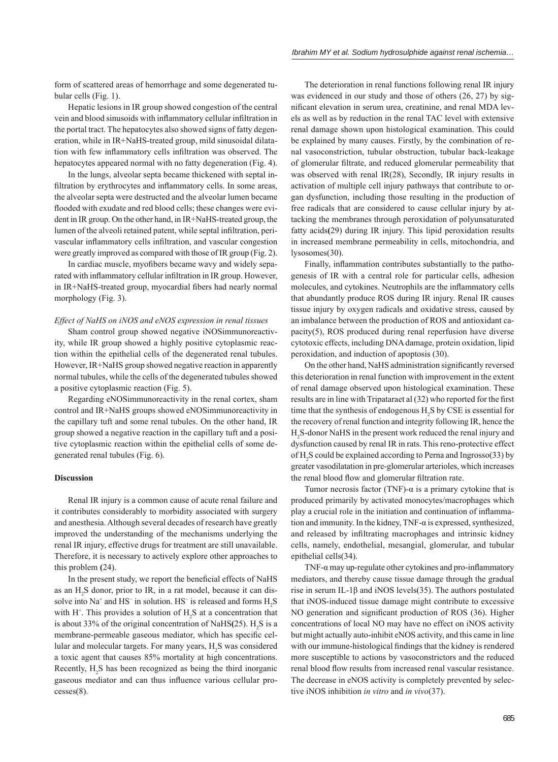form of scattered areas of hemorrhage and some degenerated tubular cells (Fig. 1).

Hepatic lesions in IR group showed congestion of the central vein and blood sinusoids with inflammatory cellular infiltration in the portal tract. The hepatocytes also showed signs of fatty degeneration, while in IR+NaHS-treated group, mild sinusoidal dilatation with few inflammatory cells infiltration was observed. The hepatocytes appeared normal with no fatty degeneration (Fig. 4).

In the lungs, alveolar septa became thickened with septal infiltration by erythrocytes and inflammatory cells. In some areas, the alveolar septa were destructed and the alveolar lumen became flooded with exudate and red blood cells; these changes were evident in IR group. On the other hand, in IR+NaHS-treated group, the lumen of the alveoli retained patent, while septal infiltration, perivascular inflammatory cells infiltration, and vascular congestion were greatly improved as compared with those of IR group (Fig. 2).

In cardiac muscle, myofibers became wavy and widely separated with inflammatory cellular infiltration in IR group. However, in IR+NaHS-treated group, myocardial fibers had nearly normal morphology (Fig. 3).

*Effect of NaHS on iNOS and eNOS expression in renal tissues*

Sham control group showed negative iNOSimmunoreactivity, while IR group showed a highly positive cytoplasmic reaction within the epithelial cells of the degenerated renal tubules. However, IR+NaHS group showed negative reaction in apparently normal tubules, while the cells of the degenerated tubules showed a positive cytoplasmic reaction (Fig. 5).

Regarding eNOSimmunoreactivity in the renal cortex, sham control and IR+NaHS groups showed eNOSimmunoreactivity in the capillary tuft and some renal tubules. On the other hand, IR group showed a negative reaction in the capillary tuft and a positive cytoplasmic reaction within the epithelial cells of some degenerated renal tubules (Fig. 6).

## Discussion

Renal IR injury is a common cause of acute renal failure and it contributes considerably to morbidity associated with surgery and anesthesia. Although several decades of research have greatly improved the understanding of the mechanisms underlying the renal IR injury, effective drugs for treatment are still unavailable. Therefore, it is necessary to actively explore other approaches to this problem (24).

In the present study, we report the beneficial effects of NaHS as an $H_2S$ donor, prior to IR, in a rat model, because it can dissolve into $Na^+$ and $HS^-$ in solution. $HS^-$ is released and forms $H_2S$ with $H^+$. This provides a solution of $H_2S$ at a concentration that is about 33% of the original concentration of NaHS(25). $H_2S$ is a membrane-permeable gaseous mediator, which has specific cellular and molecular targets. For many years, $H_2S$ was considered a toxic agent that causes 85% mortality at high concentrations. Recently, $H_2S$ has been recognized as being the third inorganic gaseous mediator and can thus influence various cellular processes(8).

The deterioration in renal functions following renal IR injury was evidenced in our study and those of others (26, 27) by significant elevation in serum urea, creatinine, and renal MDA levels as well as by reduction in the renal TAC level with extensive renal damage shown upon histological examination. This could be explained by many causes. Firstly, by the combination of renal vasoconstriction, tubular obstruction, tubular back-leakage of glomerular filtrate, and reduced glomerular permeability that was observed with renal IR(28), Secondly, IR injury results in activation of multiple cell injury pathways that contribute to organ dysfunction, including those resulting in the production of free radicals that are considered to cause cellular injury by attacking the membranes through peroxidation of polyunsaturated fatty acids(29) during IR injury. This lipid peroxidation results in increased membrane permeability in cells, mitochondria, and lysosomes(30).

Finally, inflammation contributes substantially to the pathogenesis of IR with a central role for particular cells, adhesion molecules, and cytokines. Neutrophils are the inflammatory cells that abundantly produce ROS during IR injury. Renal IR causes tissue injury by oxygen radicals and oxidative stress, caused by an imbalance between the production of ROS and antioxidant capacity(5), ROS produced during renal reperfusion have diverse cytotoxic effects, including DNA damage, protein oxidation, lipid peroxidation, and induction of apoptosis (30).

On the other hand, NaHS administration significantly reversed this deterioration in renal function with improvement in the extent of renal damage observed upon histological examination. These results are in line with Tripataraet al (32) who reported for the first time that the synthesis of endogenous $H_2S$ by CSE is essential for the recovery of renal function and integrity following IR, hence the $H_2S$-donor NaHS in the present work reduced the renal injury and dysfunction caused by renal IR in rats. This reno-protective effect of $H_2S$ could be explained according to Perna and Ingrosso(33) by greater vasodilatation in pre-glomerular arterioles, which increases the renal blood flow and glomerular filtration rate.

Tumor necrosis factor (TNF)-α is a primary cytokine that is produced primarily by activated monocytes/macrophages which play a crucial role in the initiation and continuation of inflammation and immunity. In the kidney, TNF-α is expressed, synthesized, and released by infiltrating macrophages and intrinsic kidney cells, namely, endothelial, mesangial, glomerular, and tubular epithelial cells(34).

TNF-α may up-regulate other cytokines and pro-inflammatory mediators, and thereby cause tissue damage through the gradual rise in serum IL-1β and iNOS levels(35). The authors postulated that iNOS-induced tissue damage might contribute to excessive NO generation and significant production of ROS (36). Higher concentrations of local NO may have no effect on iNOS activity but might actually auto-inhibit eNOS activity, and this came in line with our immune-histological findings that the kidney is rendered more susceptible to actions by vasoconstrictors and the reduced renal blood flow results from increased renal vascular resistance. The decrease in eNOS activity is completely prevented by selective iNOS inhibition *in vitro* and *in vivo*(37).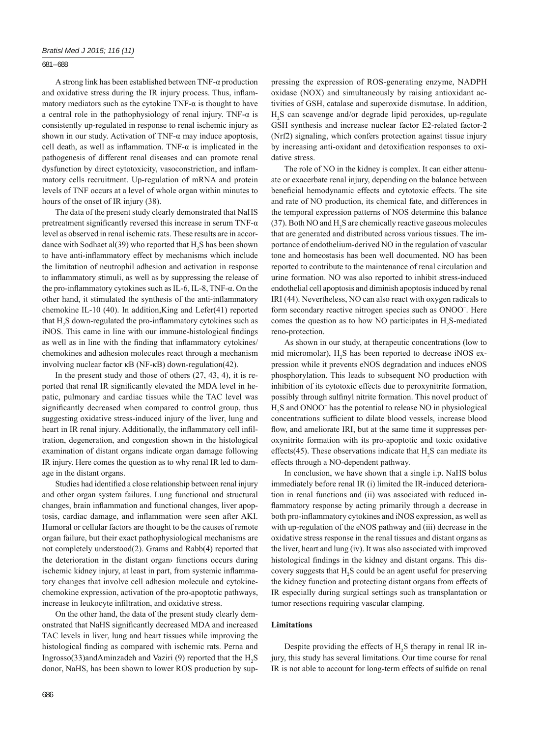A strong link has been established between TNF-α production and oxidative stress during the IR injury process. Thus, inflammatory mediators such as the cytokine TNF-α is thought to have a central role in the pathophysiology of renal injury. TNF-α is consistently up-regulated in response to renal ischemic injury as shown in our study. Activation of TNF-α may induce apoptosis, cell death, as well as inflammation. TNF-α is implicated in the pathogenesis of different renal diseases and can promote renal dysfunction by direct cytotoxicity, vasoconstriction, and inflammatory cells recruitment. Up-regulation of mRNA and protein levels of TNF occurs at a level of whole organ within minutes to hours of the onset of IR injury (38).

The data of the present study clearly demonstrated that NaHS pretreatment significantly reversed this increase in serum TNF-α level as observed in renal ischemic rats. These results are in accordance with Sodhaet al(39) who reported that $H_2S$ has been shown to have anti-inflammatory effect by mechanisms which include the limitation of neutrophil adhesion and activation in response to inflammatory stimuli, as well as by suppressing the release of the pro-inflammatory cytokines such as IL-6, IL-8, TNF-α. On the other hand, it stimulated the synthesis of the anti-inflammatory chemokine IL-10 (40). In addition,King and Lefer(41) reported that $H_2S$ down-regulated the pro-inflammatory cytokines such as iNOS. This came in line with our immune-histological findings as well as in line with the finding that inflammatory cytokines/chemokines and adhesion molecules react through a mechanism involving nuclear factor κB (NF-κB) down-regulation(42).

In the present study and those of others (27, 43, 4), it is reported that renal IR significantly elevated the MDA level in hepatic, pulmonary and cardiac tissues while the TAC level was significantly decreased when compared to control group, thus suggesting oxidative stress-induced injury of the liver, lung and heart in IR renal injury. Additionally, the inflammatory cell infiltration, degeneration, and congestion shown in the histological examination of distant organs indicate organ damage following IR injury. Here comes the question as to why renal IR led to damage in the distant organs.

Studies had identified a close relationship between renal injury and other organ system failures. Lung functional and structural changes, brain inflammation and functional changes, liver apoptosis, cardiac damage, and inflammation were seen after AKI. Humoral or cellular factors are thought to be the causes of remote organ failure, but their exact pathophysiological mechanisms are not completely understood(2). Grams and Rabb(4) reported that the deterioration in the distant organ› functions occurs during ischemic kidney injury, at least in part, from systemic inflammatory changes that involve cell adhesion molecule and cytokine-chemokine expression, activation of the pro-apoptotic pathways, increase in leukocyte infiltration, and oxidative stress.

On the other hand, the data of the present study clearly demonstrated that NaHS significantly decreased MDA and increased TAC levels in liver, lung and heart tissues while improving the histological finding as compared with ischemic rats. Perna and Ingrosso(33)andAminzadeh and Vaziri (9) reported that the $H_2S$ donor, NaHS, has been shown to lower ROS production by suppressing the expression of ROS-generating enzyme, NADPH oxidase (NOX) and simultaneously by raising antioxidant activities of GSH, catalase and superoxide dismutase. In addition, $H_2S$ can scavenge and/or degrade lipid peroxides, up-regulate GSH synthesis and increase nuclear factor E2-related factor-2 (Nrf2) signaling, which confers protection against tissue injury by increasing anti-oxidant and detoxification responses to oxidative stress.

The role of NO in the kidney is complex. It can either attenuate or exacerbate renal injury, depending on the balance between beneficial hemodynamic effects and cytotoxic effects. The site and rate of NO production, its chemical fate, and differences in the temporal expression patterns of NOS determine this balance (37). Both NO and $H_2S$ are chemically reactive gaseous molecules that are generated and distributed across various tissues. The importance of endothelium-derived NO in the regulation of vascular tone and homeostasis has been well documented. NO has been reported to contribute to the maintenance of renal circulation and urine formation. NO was also reported to inhibit stress-induced endothelial cell apoptosis and diminish apoptosis induced by renal IRI (44). Nevertheless, NO can also react with oxygen radicals to form secondary reactive nitrogen species such as $ONOO^-$. Here comes the question as to how NO participates in $H_2S$-mediated reno-protection.

As shown in our study, at therapeutic concentrations (low to mid micromolar), $H_2S$ has been reported to decrease iNOS expression while it prevents eNOS degradation and induces eNOS phosphorylation. This leads to subsequent NO production with inhibition of its cytotoxic effects due to peroxynitrite formation, possibly through sulfinyl nitrite formation. This novel product of $H_2S$ and $ONOO^-$ has the potential to release NO in physiological concentrations sufficient to dilate blood vessels, increase blood flow, and ameliorate IRI, but at the same time it suppresses peroxynitrite formation with its pro-apoptotic and toxic oxidative effects(45). These observations indicate that $H_2S$ can mediate its effects through a NO-dependent pathway.

In conclusion, we have shown that a single i.p. NaHS bolus immediately before renal IR (i) limited the IR-induced deterioration in renal functions and (ii) was associated with reduced inflammatory response by acting primarily through a decrease in both pro-inflammatory cytokines and iNOS expression, as well as with up-regulation of the eNOS pathway and (iii) decrease in the oxidative stress response in the renal tissues and distant organs as the liver, heart and lung (iv). It was also associated with improved histological findings in the kidney and distant organs. This discovery suggests that $H_2S$ could be an agent useful for preserving the kidney function and protecting distant organs from effects of IR especially during surgical settings such as transplantation or tumor resections requiring vascular clamping.

### Limitations

Despite providing the effects of $H_2S$ therapy in renal IR injury, this study has several limitations. Our time course for renal IR is not able to account for long-term effects of sulfide on renal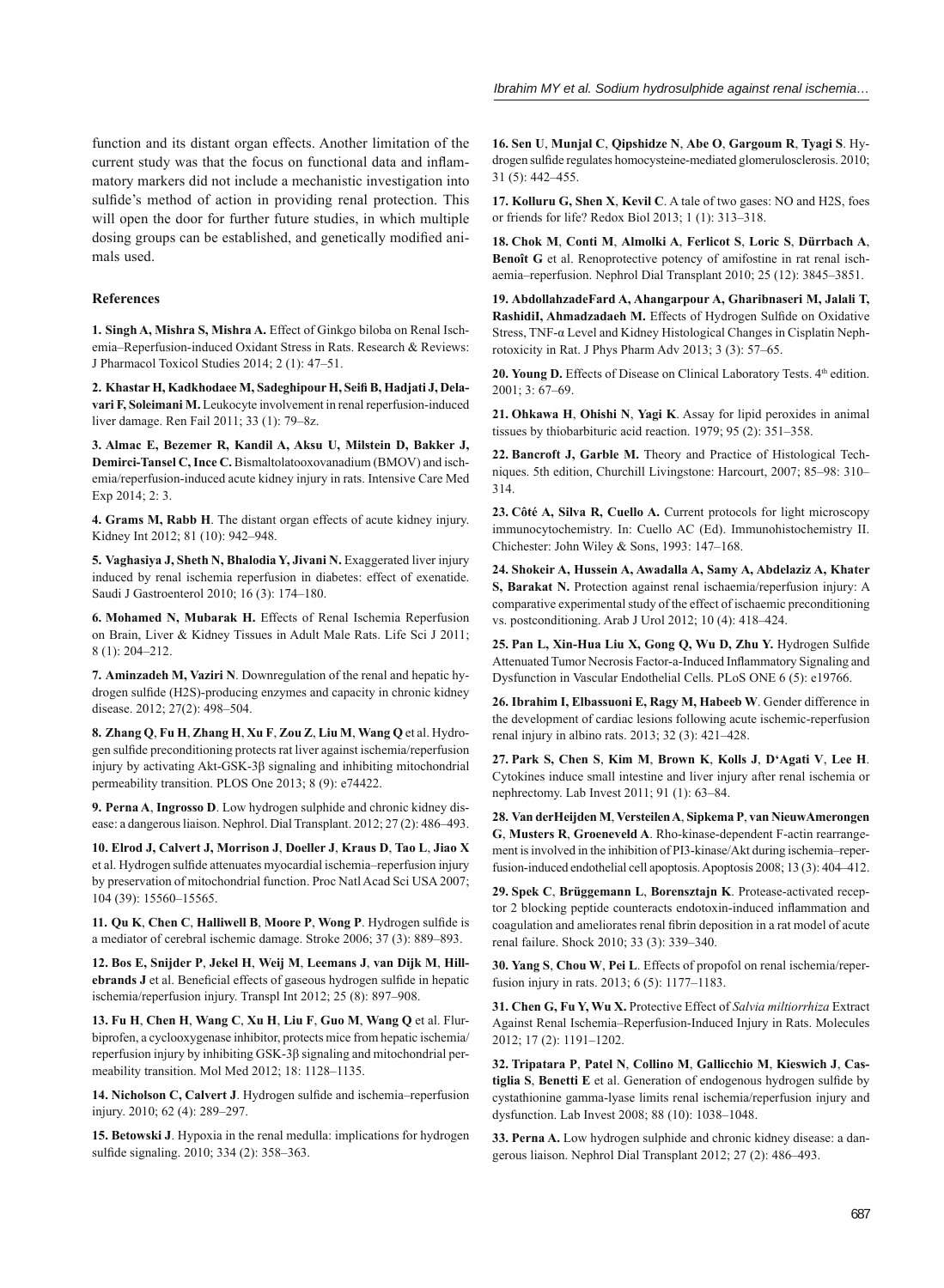function and its distant organ effects. Another limitation of the current study was that the focus on functional data and inflammatory markers did not include a mechanistic investigation into sulfide's method of action in providing renal protection. This will open the door for further future studies, in which multiple dosing groups can be established, and genetically modified animals used.

### References

**1. Singh A, Mishra S, Mishra A.** Effect of Ginkgo biloba on Renal Ischemia–Reperfusion-induced Oxidant Stress in Rats. Research & Reviews: J Pharmacol Toxicol Studies 2014; 2 (1): 47–51.

**2. Khastar H, Kadkhodaee M, Sadeghipour H, Seifi B, Hadjati J, Delavari F, Soleimani M.** Leukocyte involvement in renal reperfusion-induced liver damage. Ren Fail 2011; 33 (1): 79–8z.

**3. Almac E, Bezemer R, Kandil A, Aksu U, Milstein D, Bakker J, Demirci-Tansel C, Ince C.** Bismaltolatooxovanadium (BMOV) and ischemia/reperfusion-induced acute kidney injury in rats. Intensive Care Med Exp 2014; 2: 3.

**4. Grams M, Rabb H**. The distant organ effects of acute kidney injury. Kidney Int 2012; 81 (10): 942–948.

**5. Vaghasiya J, Sheth N, Bhalodia Y, Jivani N.** Exaggerated liver injury induced by renal ischemia reperfusion in diabetes: effect of exenatide. Saudi J Gastroenterol 2010; 16 (3): 174–180.

**6. Mohamed N, Mubarak H.** Effects of Renal Ischemia Reperfusion on Brain, Liver & Kidney Tissues in Adult Male Rats. Life Sci J 2011; 8 (1): 204–212.

**7. Aminzadeh M, Vaziri N**. Downregulation of the renal and hepatic hydrogen sulfide (H2S)-producing enzymes and capacity in chronic kidney disease. 2012; 27(2): 498–504.

**8. Zhang Q**, **Fu H**, **Zhang H**, **Xu F**, **Zou Z**, **Liu M**, **Wang Q** et al. Hydrogen sulfide preconditioning protects rat liver against ischemia/reperfusion injury by activating Akt-GSK-3β signaling and inhibiting mitochondrial permeability transition. PLOS One 2013; 8 (9): e74422.

**9. Perna A**, **Ingrosso D**. Low hydrogen sulphide and chronic kidney disease: a dangerous liaison. Nephrol. Dial Transplant. 2012; 27 (2): 486–493.

**10. Elrod J, Calvert J, Morrison J**, **Doeller J**, **Kraus D**, **Tao L**, **Jiao X** et al. Hydrogen sulfide attenuates myocardial ischemia–reperfusion injury by preservation of mitochondrial function. Proc Natl Acad Sci USA 2007; 104 (39): 15560–15565.

**11. Qu K**, **Chen C**, **Halliwell B**, **Moore P**, **Wong P**. Hydrogen sulfide is a mediator of cerebral ischemic damage. Stroke 2006; 37 (3): 889–893.

**12. Bos E, Snijder P**, **Jekel H**, **Weij M**, **Leemans J**, **van Dijk M**, **Hillebrands J** et al. Beneficial effects of gaseous hydrogen sulfide in hepatic ischemia/reperfusion injury. Transpl Int 2012; 25 (8): 897–908.

**13. Fu H**, **Chen H**, **Wang C**, **Xu H**, **Liu F**, **Guo M**, **Wang Q** et al. Flurbiprofen, a cyclooxygenase inhibitor, protects mice from hepatic ischemia/reperfusion injury by inhibiting GSK-3β signaling and mitochondrial permeability transition. Mol Med 2012; 18: 1128–1135.

**14. Nicholson C, Calvert J**. Hydrogen sulfide and ischemia–reperfusion injury. 2010; 62 (4): 289–297.

**15. Betowski J**. Hypoxia in the renal medulla: implications for hydrogen sulfide signaling. 2010; 334 (2): 358–363.

**16. Sen U**, **Munjal C**, **Qipshidze N**, **Abe O**, **Gargoum R**, **Tyagi S**. Hydrogen sulfide regulates homocysteine-mediated glomerulosclerosis. 2010; 31 (5): 442–455.

**17. Kolluru G, Shen X**, **Kevil C**. A tale of two gases: NO and H2S, foes or friends for life? Redox Biol 2013; 1 (1): 313–318.

**18. Chok M**, **Conti M**, **Almolki A**, **Ferlicot S**, **Loric S**, **Dürrbach A**, **Benoît G** et al. Renoprotective potency of amifostine in rat renal ischaemia–reperfusion. Nephrol Dial Transplant 2010; 25 (12): 3845–3851.

**19. AbdollahzadeFard A, Ahangarpour A, Gharibnaseri M, Jalali T, RashidiI, Ahmadzadaeh M.** Effects of Hydrogen Sulfide on Oxidative Stress, TNF-α Level and Kidney Histological Changes in Cisplatin Nephrotoxicity in Rat. J Phys Pharm Adv 2013; 3 (3): 57–65.

**20. Young D.** Effects of Disease on Clinical Laboratory Tests. 4th edition. 2001; 3: 67–69.

**21. Ohkawa H**, **Ohishi N**, **Yagi K**. Assay for lipid peroxides in animal tissues by thiobarbituric acid reaction. 1979; 95 (2): 351–358.

**22. Bancroft J, Garble M.** Theory and Practice of Histological Techniques. 5th edition, Churchill Livingstone: Harcourt, 2007; 85–98: 310–314.

**23. Côté A, Silva R, Cuello A.** Current protocols for light microscopy immunocytochemistry. In: Cuello AC (Ed). Immunohistochemistry II. Chichester: John Wiley & Sons, 1993: 147–168.

**24. Shokeir A, Hussein A, Awadalla A, Samy A, Abdelaziz A, Khater S, Barakat N.** Protection against renal ischaemia/reperfusion injury: A comparative experimental study of the effect of ischaemic preconditioning vs. postconditioning. Arab J Urol 2012; 10 (4): 418–424.

**25. Pan L, Xin-Hua Liu X, Gong Q, Wu D, Zhu Y.** Hydrogen Sulfide Attenuated Tumor Necrosis Factor-a-Induced Inflammatory Signaling and Dysfunction in Vascular Endothelial Cells. PLoS ONE 6 (5): e19766.

**26. Ibrahim I, Elbassuoni E, Ragy M, Habeeb W**. Gender difference in the development of cardiac lesions following acute ischemic-reperfusion renal injury in albino rats. 2013; 32 (3): 421–428.

**27. Park S, Chen S**, **Kim M**, **Brown K**, **Kolls J**, **D'Agati V**, **Lee H**. Cytokines induce small intestine and liver injury after renal ischemia or nephrectomy. Lab Invest 2011; 91 (1): 63–84.

**28. Van derHeijden M**, **Versteilen A**, **Sipkema P**, **van NieuwAmerongen G**, **Musters R**, **Groeneveld A**. Rho-kinase-dependent F-actin rearrangement is involved in the inhibition of PI3-kinase/Akt during ischemia–reperfusion-induced endothelial cell apoptosis. Apoptosis 2008; 13 (3): 404–412.

**29. Spek C**, **Brüggemann L**, **Borensztajn K**. Protease-activated receptor 2 blocking peptide counteracts endotoxin-induced inflammation and coagulation and ameliorates renal fibrin deposition in a rat model of acute renal failure. Shock 2010; 33 (3): 339–340.

**30. Yang S**, **Chou W**, **Pei L**. Effects of propofol on renal ischemia/reperfusion injury in rats. 2013; 6 (5): 1177–1183.

**31. Chen G, Fu Y, Wu X.** Protective Effect of *Salvia miltiorrhiza* Extract Against Renal Ischemia–Reperfusion-Induced Injury in Rats. Molecules 2012; 17 (2): 1191–1202.

**32. Tripatara P**, **Patel N**, **Collino M**, **Gallicchio M**, **Kieswich J**, **Castiglia S**, **Benetti E** et al. Generation of endogenous hydrogen sulfide by cystathionine gamma-lyase limits renal ischemia/reperfusion injury and dysfunction. Lab Invest 2008; 88 (10): 1038–1048.

**33. Perna A.** Low hydrogen sulphide and chronic kidney disease: a dangerous liaison. Nephrol Dial Transplant 2012; 27 (2): 486–493.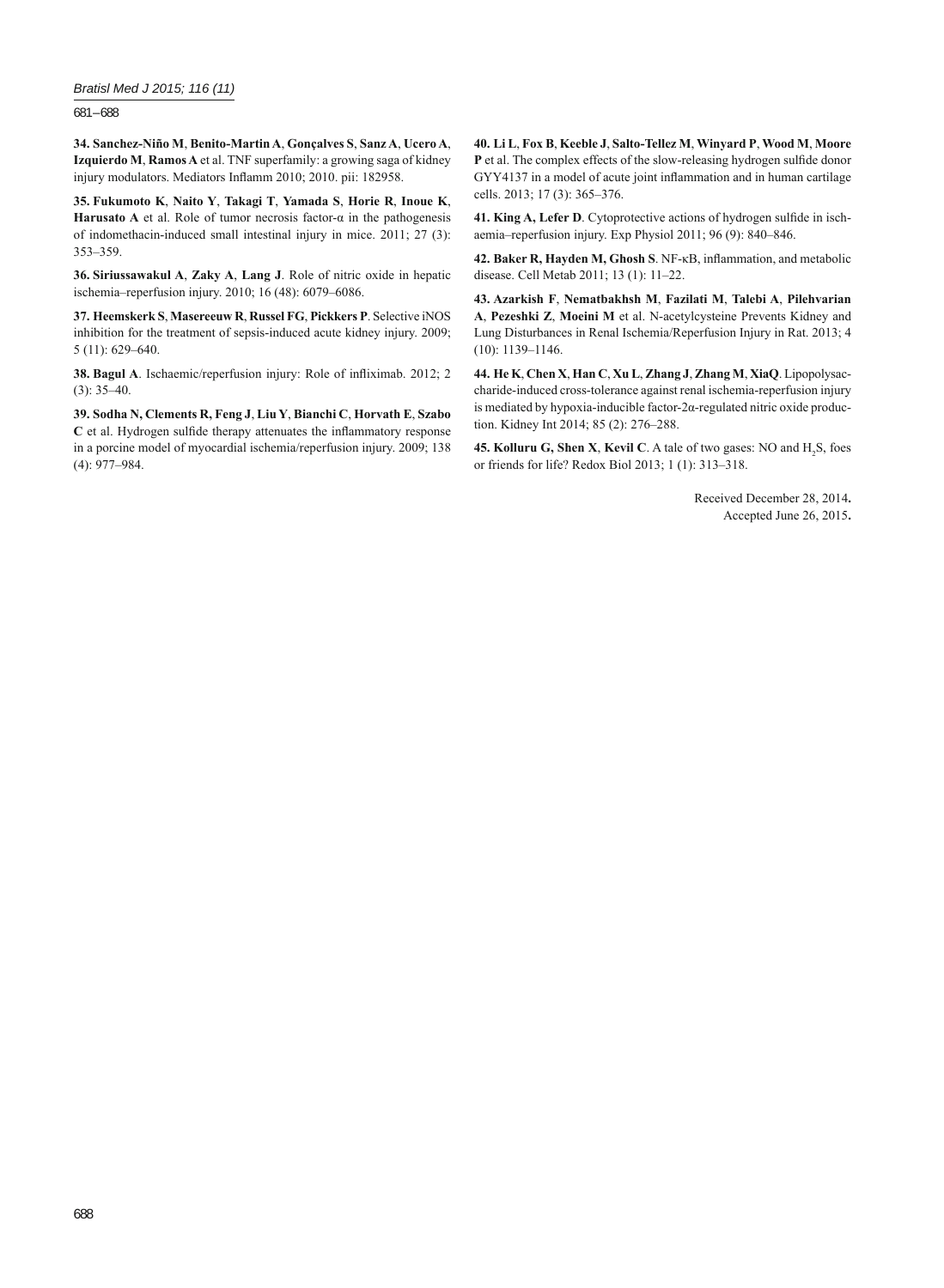**34. Sanchez-Niño M**, **Benito-Martin A**, **Gonçalves S**, **Sanz A**, **Ucero A**, **Izquierdo M**, **Ramos A** et al. TNF superfamily: a growing saga of kidney injury modulators. Mediators Inflamm 2010; 2010. pii: 182958.

**35. Fukumoto K**, **Naito Y**, **Takagi T**, **Yamada S**, **Horie R**, **Inoue K**, **Harusato A** et al. Role of tumor necrosis factor-α in the pathogenesis of indomethacin-induced small intestinal injury in mice. 2011; 27 (3): 353–359.

**36. Siriussawakul A**, **Zaky A**, **Lang J**. Role of nitric oxide in hepatic ischemia–reperfusion injury. 2010; 16 (48): 6079–6086.

**37. Heemskerk S**, **Masereeuw R**, **Russel FG**, **Pickkers P**. Selective iNOS inhibition for the treatment of sepsis-induced acute kidney injury. 2009; 5 (11): 629–640.

**38. Bagul A**. Ischaemic/reperfusion injury: Role of infliximab. 2012; 2 (3): 35–40.

**39. Sodha N, Clements R, Feng J**, **Liu Y**, **Bianchi C**, **Horvath E**, **Szabo C** et al. Hydrogen sulfide therapy attenuates the inflammatory response in a porcine model of myocardial ischemia/reperfusion injury. 2009; 138 (4): 977–984.

**40. Li L**, **Fox B**, **Keeble J**, **Salto-Tellez M**, **Winyard P**, **Wood M**, **Moore P** et al. The complex effects of the slow-releasing hydrogen sulfide donor GYY4137 in a model of acute joint inflammation and in human cartilage cells. 2013; 17 (3): 365–376.

**41. King A, Lefer D**. Cytoprotective actions of hydrogen sulfide in ischaemia–reperfusion injury. Exp Physiol 2011; 96 (9): 840–846.

**42. Baker R, Hayden M, Ghosh S**. NF-κB, inflammation, and metabolic disease. Cell Metab 2011; 13 (1): 11–22.

**43. Azarkish F**, **Nematbakhsh M**, **Fazilati M**, **Talebi A**, **Pilehvarian A**, **Pezeshki Z**, **Moeini M** et al. N-acetylcysteine Prevents Kidney and Lung Disturbances in Renal Ischemia/Reperfusion Injury in Rat. 2013; 4 (10): 1139–1146.

**44. He K**, **Chen X**, **Han C**, **Xu L**, **Zhang J**, **Zhang M**, **XiaQ**. Lipopolysaccharide-induced cross-tolerance against renal ischemia-reperfusion injury is mediated by hypoxia-inducible factor-2α-regulated nitric oxide production. Kidney Int 2014; 85 (2): 276–288.

**45. Kolluru G, Shen X**, **Kevil C**. A tale of two gases: NO and $H_2S$, foes or friends for life? Redox Biol 2013; 1 (1): 313–318.

Received December 28, 2014**.**
Accepted June 26, 2015**.**